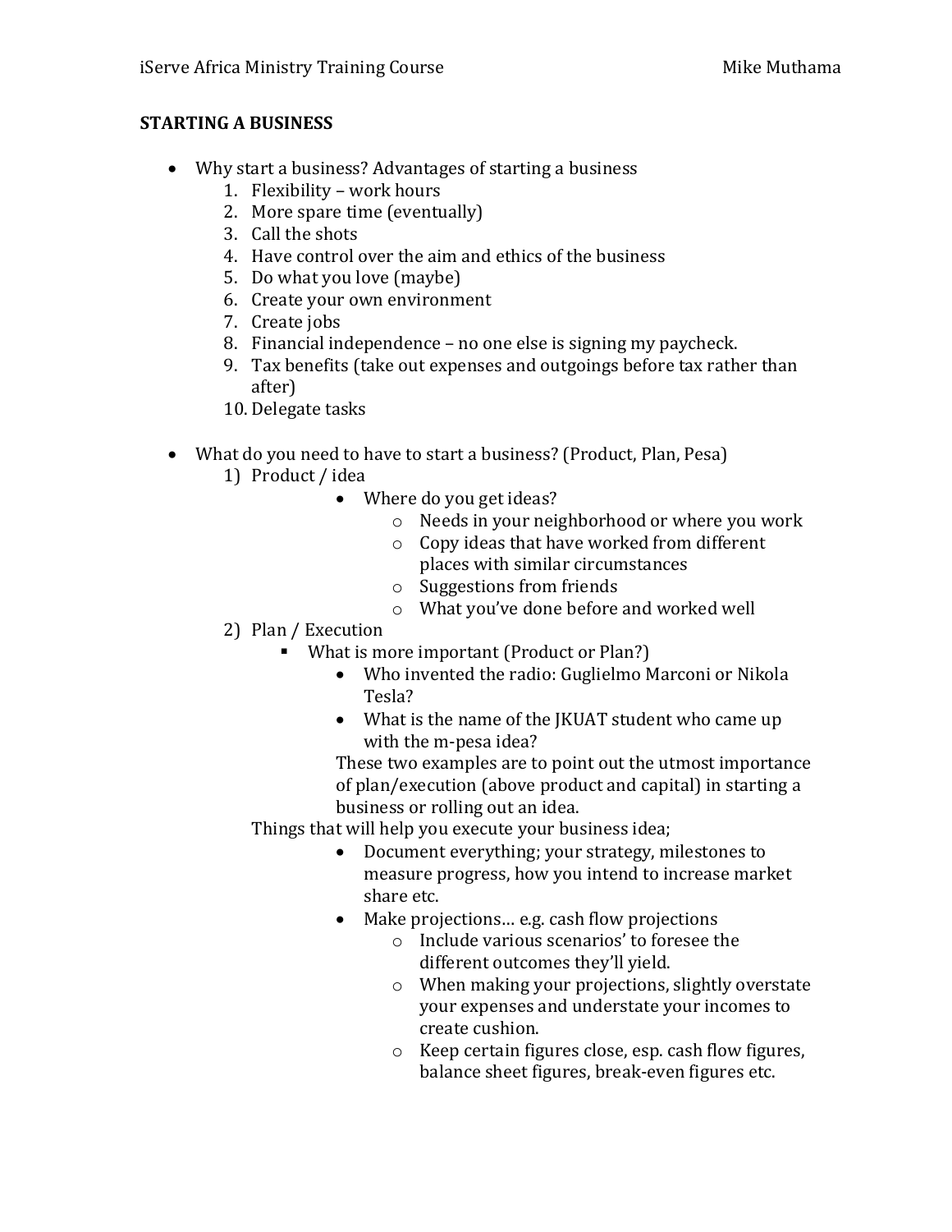**STARTING A BUSINESS**

- Why start a business? Advantages of starting a business
    1. Flexibility – work hours
    2. More spare time (eventually)
    3. Call the shots
    4. Have control over the aim and ethics of the business
    5. Do what you love (maybe)
    6. Create your own environment
    7. Create jobs
    8. Financial independence – no one else is signing my paycheck.
    9. Tax benefits (take out expenses and outgoings before tax rather than after)
    10. Delegate tasks

- What do you need to have to start a business? (Product, Plan, Pesa)
    1) Product / idea
        - Where do you get ideas?
            - Needs in your neighborhood or where you work
            - Copy ideas that have worked from different places with similar circumstances
            - Suggestions from friends
            - What you've done before and worked well
    2) Plan / Execution
        - What is more important (Product or Plan?)
            - Who invented the radio: Guglielmo Marconi or Nikola Tesla?
            - What is the name of the JKUAT student who came up with the m-pesa idea?

            These two examples are to point out the utmost importance of plan/execution (above product and capital) in starting a business or rolling out an idea.

        Things that will help you execute your business idea;
        - Document everything; your strategy, milestones to measure progress, how you intend to increase market share etc.
        - Make projections… e.g. cash flow projections
            - Include various scenarios' to foresee the different outcomes they'll yield.
            - When making your projections, slightly overstate your expenses and understate your incomes to create cushion.
            - Keep certain figures close, esp. cash flow figures, balance sheet figures, break-even figures etc.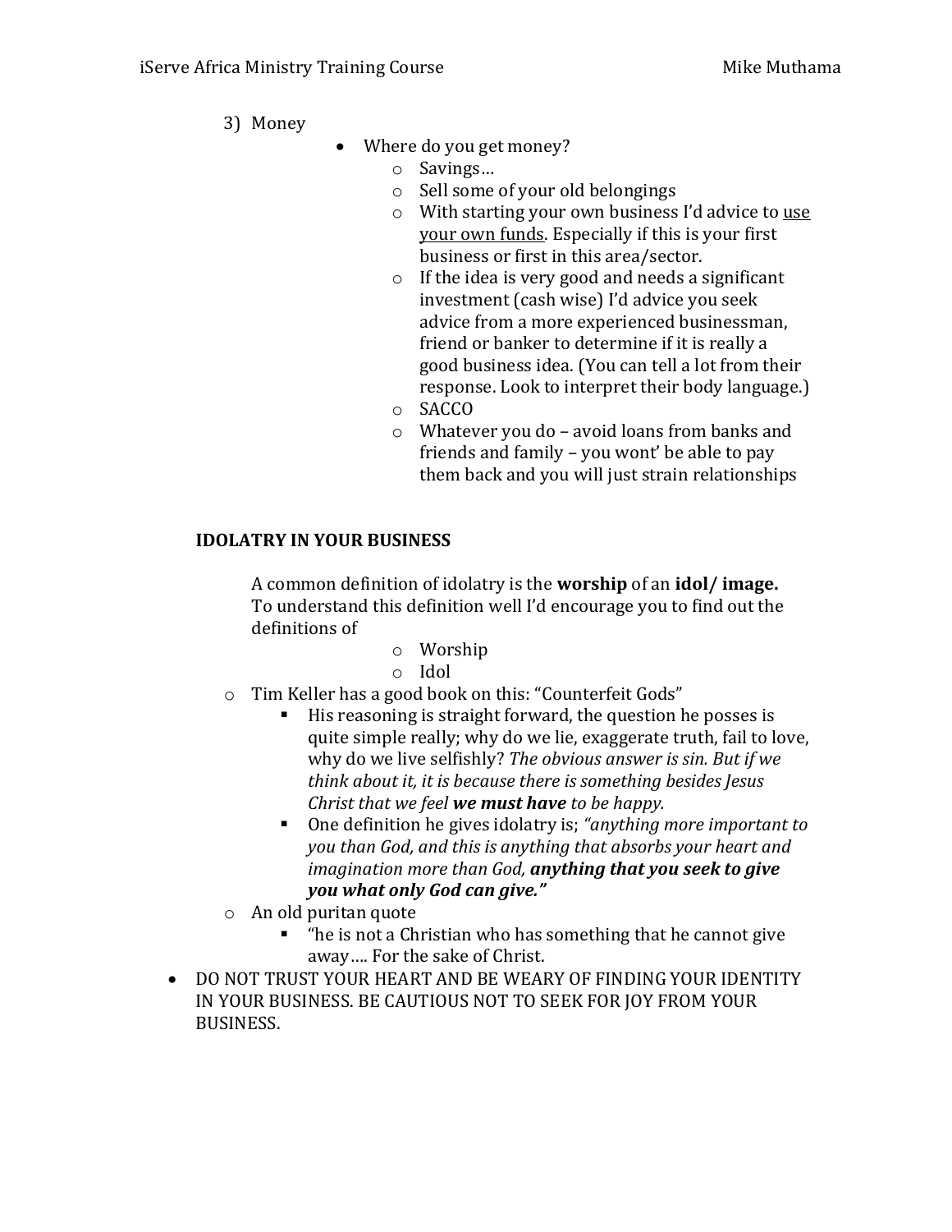3) Money
   - Where do you get money?
     - Savings…
     - Sell some of your old belongings
     - With starting your own business I'd advice to <u>use your own funds</u>. Especially if this is your first business or first in this area/sector.
     - If the idea is very good and needs a significant investment (cash wise) I'd advice you seek advice from a more experienced businessman, friend or banker to determine if it is really a good business idea. (You can tell a lot from their response. Look to interpret their body language.)
     - SACCO
     - Whatever you do – avoid loans from banks and friends and family – you wont' be able to pay them back and you will just strain relationships

**IDOLATRY IN YOUR BUSINESS**

A common definition of idolatry is the **worship** of an **idol/ image.** To understand this definition well I'd encourage you to find out the definitions of

- Worship
- Idol

- Tim Keller has a good book on this: "Counterfeit Gods"
  - His reasoning is straight forward, the question he posses is quite simple really; why do we lie, exaggerate truth, fail to love, why do we live selfishly? *The obvious answer is sin. But if we think about it, it is because there is something besides Jesus Christ that we feel **we must have** to be happy.*
  - One definition he gives idolatry is; *"anything more important to you than God, and this is anything that absorbs your heart and imagination more than God, **anything that you seek to give you what only God can give."***
- An old puritan quote
  - "he is not a Christian who has something that he cannot give away…. For the sake of Christ.

- DO NOT TRUST YOUR HEART AND BE WEARY OF FINDING YOUR IDENTITY IN YOUR BUSINESS. BE CAUTIOUS NOT TO SEEK FOR JOY FROM YOUR BUSINESS.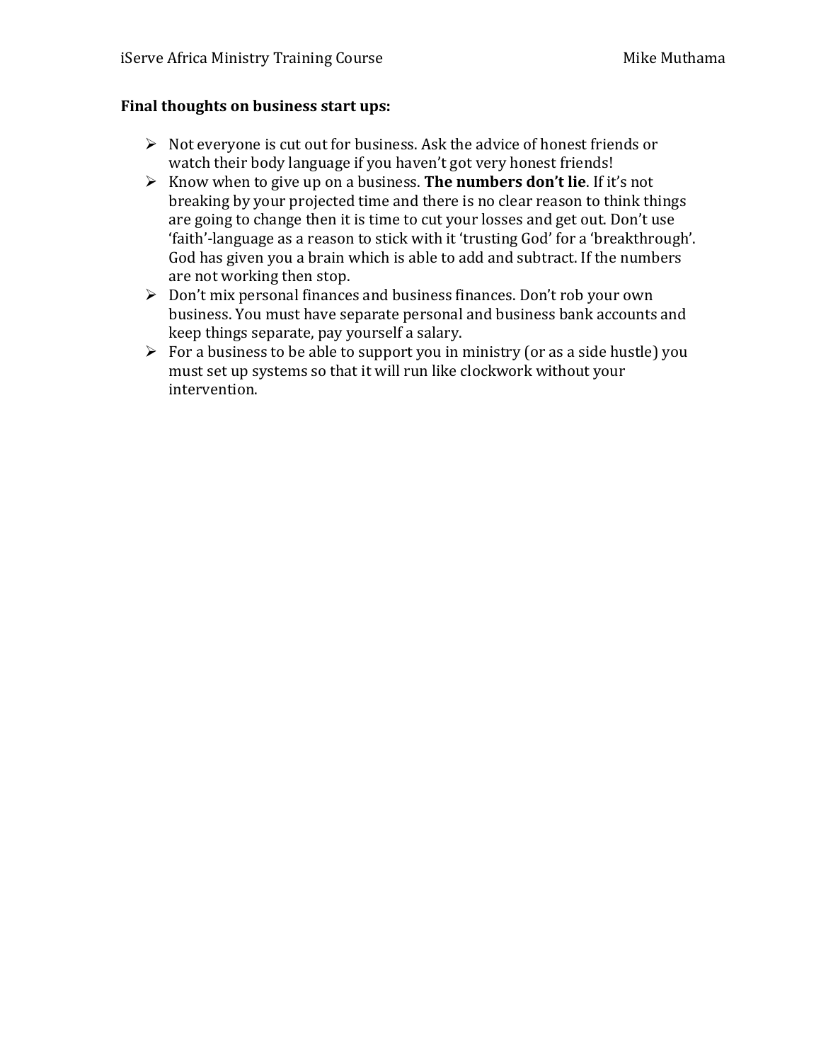**Final thoughts on business start ups:**

- Not everyone is cut out for business. Ask the advice of honest friends or watch their body language if you haven't got very honest friends!
- Know when to give up on a business. **The numbers don't lie**. If it's not breaking by your projected time and there is no clear reason to think things are going to change then it is time to cut your losses and get out. Don't use 'faith'-language as a reason to stick with it 'trusting God' for a 'breakthrough'. God has given you a brain which is able to add and subtract. If the numbers are not working then stop.
- Don't mix personal finances and business finances. Don't rob your own business. You must have separate personal and business bank accounts and keep things separate, pay yourself a salary.
- For a business to be able to support you in ministry (or as a side hustle) you must set up systems so that it will run like clockwork without your intervention.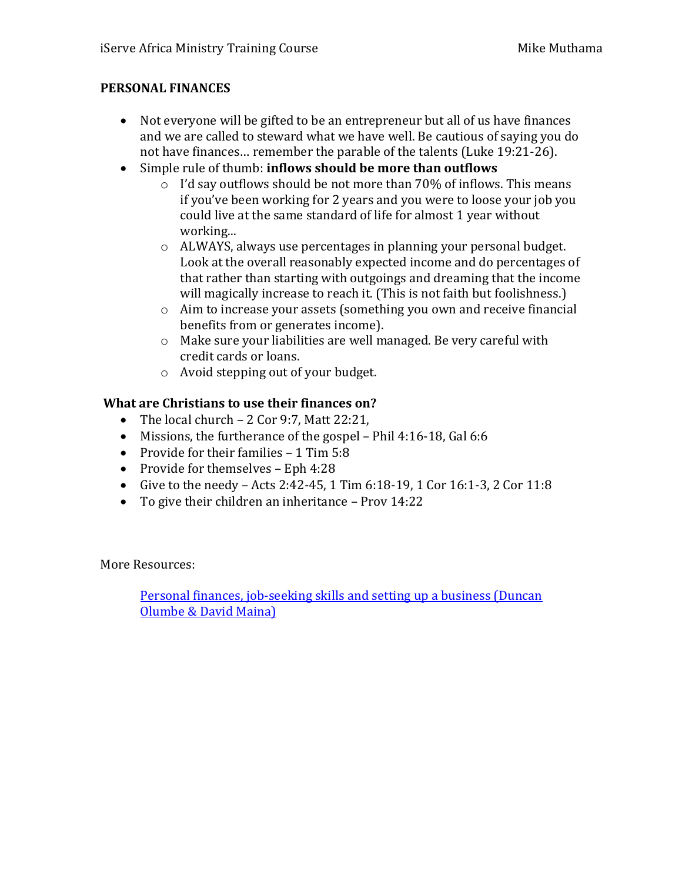## PERSONAL FINANCES

- Not everyone will be gifted to be an entrepreneur but all of us have finances and we are called to steward what we have well. Be cautious of saying you do not have finances… remember the parable of the talents (Luke 19:21-26).
- Simple rule of thumb: **inflows should be more than outflows**
  - I'd say outflows should be not more than 70% of inflows. This means if you've been working for 2 years and you were to loose your job you could live at the same standard of life for almost 1 year without working...
  - ALWAYS, always use percentages in planning your personal budget. Look at the overall reasonably expected income and do percentages of that rather than starting with outgoings and dreaming that the income will magically increase to reach it. (This is not faith but foolishness.)
  - Aim to increase your assets (something you own and receive financial benefits from or generates income).
  - Make sure your liabilities are well managed. Be very careful with credit cards or loans.
  - Avoid stepping out of your budget.

### What are Christians to use their finances on?

- The local church – 2 Cor 9:7, Matt 22:21,
- Missions, the furtherance of the gospel – Phil 4:16-18, Gal 6:6
- Provide for their families – 1 Tim 5:8
- Provide for themselves – Eph 4:28
- Give to the needy – Acts 2:42-45, 1 Tim 6:18-19, 1 Cor 16:1-3, 2 Cor 11:8
- To give their children an inheritance – Prov 14:22

More Resources:

[Personal finances, job-seeking skills and setting up a business (Duncan Olumbe & David Maina)]